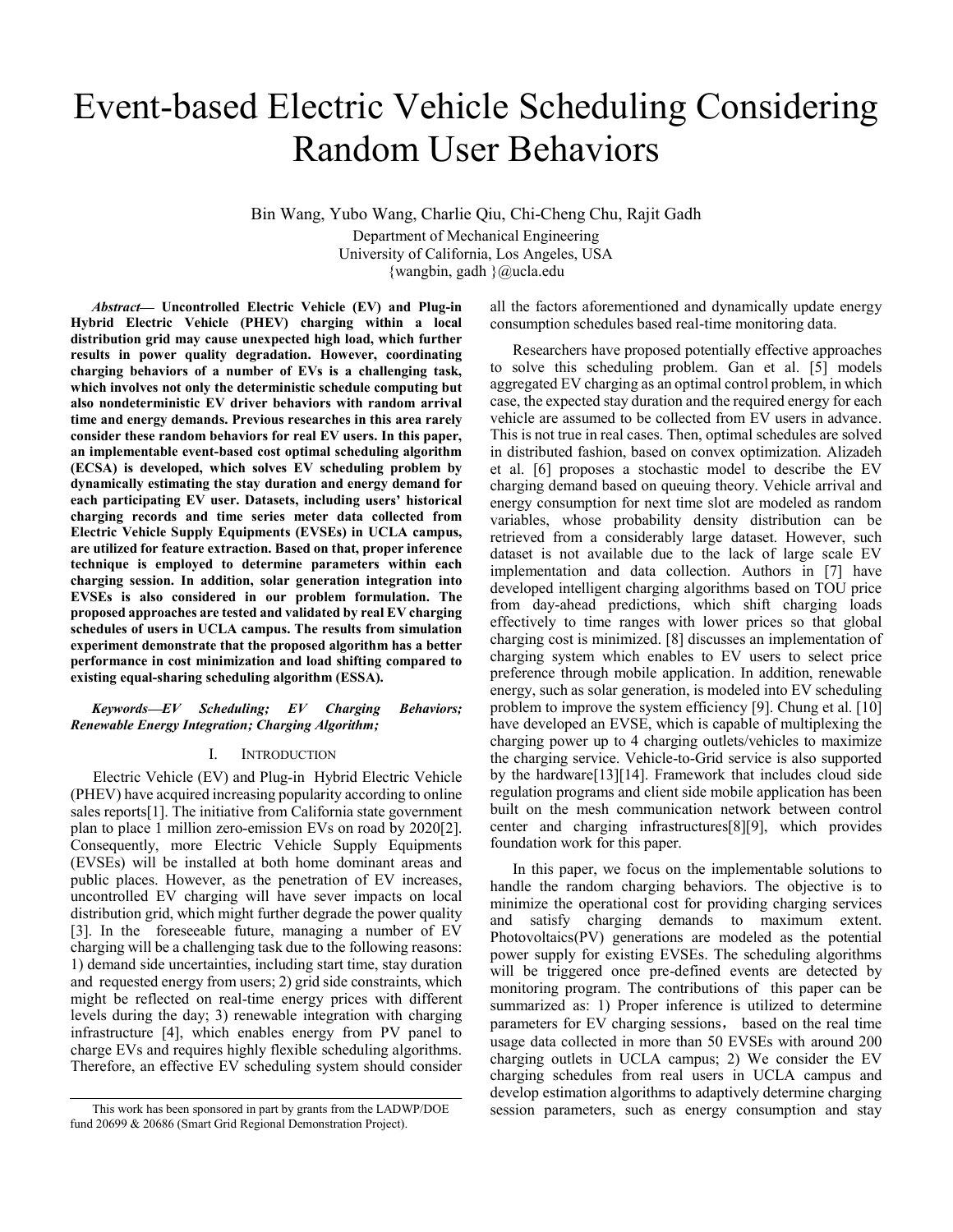# Event-based Electric Vehicle Scheduling Considering Random User Behaviors

Bin Wang, Yubo Wang, Charlie Qiu, Chi-Cheng Chu, Rajit Gadh

Department of Mechanical Engineering
University of California, Los Angeles, USA
{wangbin, gadh }@ucla.edu

***Abstract*— Uncontrolled Electric Vehicle (EV) and Plug-in Hybrid Electric Vehicle (PHEV) charging within a local distribution grid may cause unexpected high load, which further results in power quality degradation. However, coordinating charging behaviors of a number of EVs is a challenging task, which involves not only the deterministic schedule computing but also nondeterministic EV driver behaviors with random arrival time and energy demands. Previous researches in this area rarely consider these random behaviors for real EV users. In this paper, an implementable event-based cost optimal scheduling algorithm (ECSA) is developed, which solves EV scheduling problem by dynamically estimating the stay duration and energy demand for each participating EV user. Datasets, including users' historical charging records and time series meter data collected from Electric Vehicle Supply Equipments (EVSEs) in UCLA campus, are utilized for feature extraction. Based on that, proper inference technique is employed to determine parameters within each charging session. In addition, solar generation integration into EVSEs is also considered in our problem formulation. The proposed approaches are tested and validated by real EV charging schedules of users in UCLA campus. The results from simulation experiment demonstrate that the proposed algorithm has a better performance in cost minimization and load shifting compared to existing equal-sharing scheduling algorithm (ESSA).**

***Keywords—EV Scheduling; EV Charging Behaviors; Renewable Energy Integration; Charging Algorithm;***

## I. INTRODUCTION

Electric Vehicle (EV) and Plug-in Hybrid Electric Vehicle (PHEV) have acquired increasing popularity according to online sales reports[1]. The initiative from California state government plan to place 1 million zero-emission EVs on road by 2020[2]. Consequently, more Electric Vehicle Supply Equipments (EVSEs) will be installed at both home dominant areas and public places. However, as the penetration of EV increases, uncontrolled EV charging will have sever impacts on local distribution grid, which might further degrade the power quality [3]. In the foreseeable future, managing a number of EV charging will be a challenging task due to the following reasons: 1) demand side uncertainties, including start time, stay duration and requested energy from users; 2) grid side constraints, which might be reflected on real-time energy prices with different levels during the day; 3) renewable integration with charging infrastructure [4], which enables energy from PV panel to charge EVs and requires highly flexible scheduling algorithms. Therefore, an effective EV scheduling system should consider all the factors aforementioned and dynamically update energy consumption schedules based real-time monitoring data.

Researchers have proposed potentially effective approaches to solve this scheduling problem. Gan et al. [5] models aggregated EV charging as an optimal control problem, in which case, the expected stay duration and the required energy for each vehicle are assumed to be collected from EV users in advance. This is not true in real cases. Then, optimal schedules are solved in distributed fashion, based on convex optimization. Alizadeh et al. [6] proposes a stochastic model to describe the EV charging demand based on queuing theory. Vehicle arrival and energy consumption for next time slot are modeled as random variables, whose probability density distribution can be retrieved from a considerably large dataset. However, such dataset is not available due to the lack of large scale EV implementation and data collection. Authors in [7] have developed intelligent charging algorithms based on TOU price from day-ahead predictions, which shift charging loads effectively to time ranges with lower prices so that global charging cost is minimized. [8] discusses an implementation of charging system which enables to EV users to select price preference through mobile application. In addition, renewable energy, such as solar generation, is modeled into EV scheduling problem to improve the system efficiency [9]. Chung et al. [10] have developed an EVSE, which is capable of multiplexing the charging power up to 4 charging outlets/vehicles to maximize the charging service. Vehicle-to-Grid service is also supported by the hardware[13][14]. Framework that includes cloud side regulation programs and client side mobile application has been built on the mesh communication network between control center and charging infrastructures[8][9], which provides foundation work for this paper.

In this paper, we focus on the implementable solutions to handle the random charging behaviors. The objective is to minimize the operational cost for providing charging services and satisfy charging demands to maximum extent. Photovoltaics(PV) generations are modeled as the potential power supply for existing EVSEs. The scheduling algorithms will be triggered once pre-defined events are detected by monitoring program. The contributions of this paper can be summarized as: 1) Proper inference is utilized to determine parameters for EV charging sessions, based on the real time usage data collected in more than 50 EVSEs with around 200 charging outlets in UCLA campus; 2) We consider the EV charging schedules from real users in UCLA campus and develop estimation algorithms to adaptively determine charging session parameters, such as energy consumption and stay

This work has been sponsored in part by grants from the LADWP/DOE fund 20699 & 20686 (Smart Grid Regional Demonstration Project).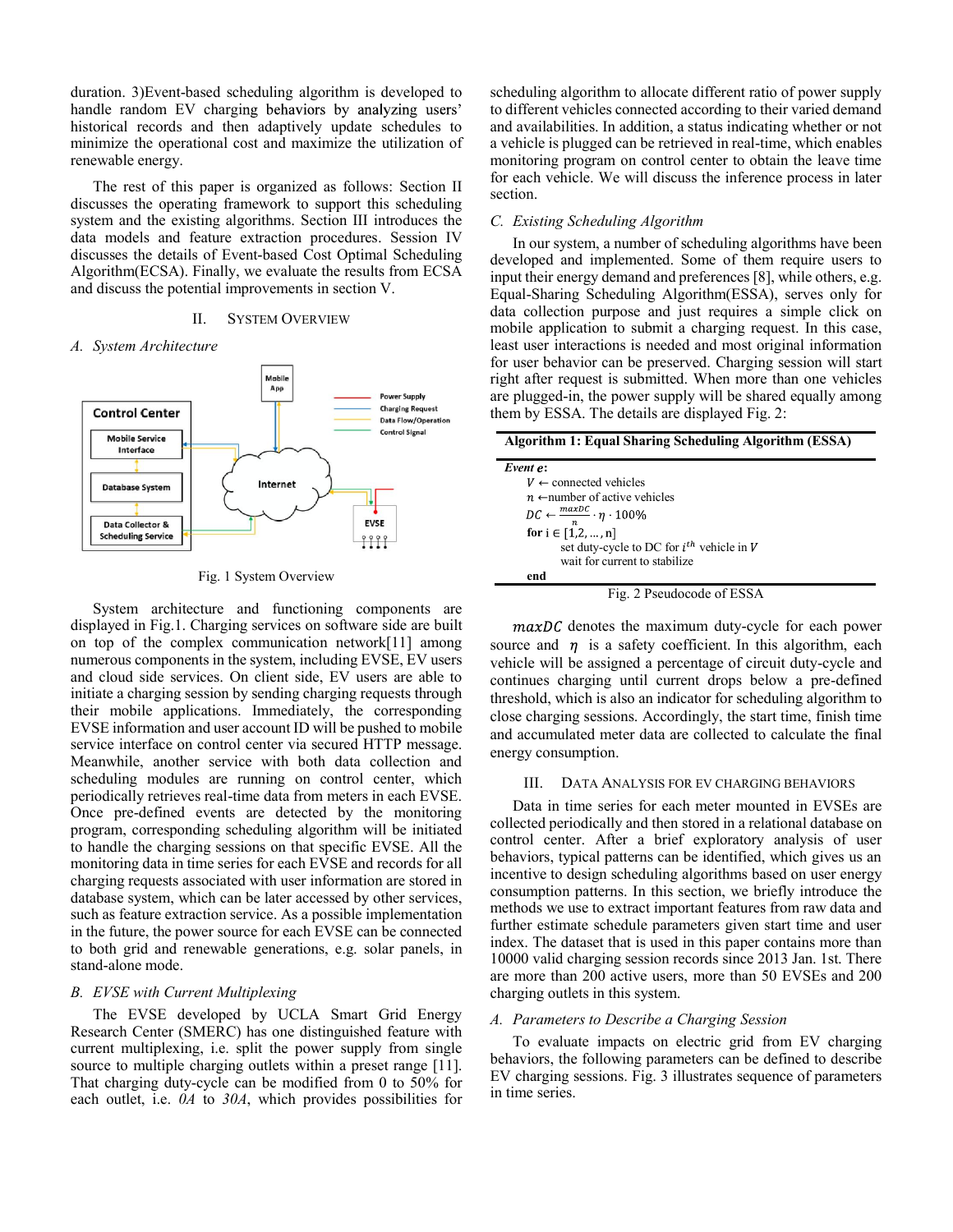duration. 3)Event-based scheduling algorithm is developed to handle random EV charging behaviors by analyzing users' historical records and then adaptively update schedules to minimize the operational cost and maximize the utilization of renewable energy.

The rest of this paper is organized as follows: Section II discusses the operating framework to support this scheduling system and the existing algorithms. Section III introduces the data models and feature extraction procedures. Session IV discusses the details of Event-based Cost Optimal Scheduling Algorithm(ECSA). Finally, we evaluate the results from ECSA and discuss the potential improvements in section V.

## II. System Overview

### A. System Architecture

Fig. 1 System Overview

System architecture and functioning components are displayed in Fig.1. Charging services on software side are built on top of the complex communication network[11] among numerous components in the system, including EVSE, EV users and cloud side services. On client side, EV users are able to initiate a charging session by sending charging requests through their mobile applications. Immediately, the corresponding EVSE information and user account ID will be pushed to mobile service interface on control center via secured HTTP message. Meanwhile, another service with both data collection and scheduling modules are running on control center, which periodically retrieves real-time data from meters in each EVSE. Once pre-defined events are detected by the monitoring program, corresponding scheduling algorithm will be initiated to handle the charging sessions on that specific EVSE. All the monitoring data in time series for each EVSE and records for all charging requests associated with user information are stored in database system, which can be later accessed by other services, such as feature extraction service. As a possible implementation in the future, the power source for each EVSE can be connected to both grid and renewable generations, e.g. solar panels, in stand-alone mode.

### B. EVSE with Current Multiplexing

The EVSE developed by UCLA Smart Grid Energy Research Center (SMERC) has one distinguished feature with current multiplexing, i.e. split the power supply from single source to multiple charging outlets within a preset range [11]. That charging duty-cycle can be modified from 0 to 50% for each outlet, i.e. *0A* to *30A*, which provides possibilities for scheduling algorithm to allocate different ratio of power supply to different vehicles connected according to their varied demand and availabilities. In addition, a status indicating whether or not a vehicle is plugged can be retrieved in real-time, which enables monitoring program on control center to obtain the leave time for each vehicle. We will discuss the inference process in later section.

### C. Existing Scheduling Algorithm

In our system, a number of scheduling algorithms have been developed and implemented. Some of them require users to input their energy demand and preferences [8], while others, e.g. Equal-Sharing Scheduling Algorithm(ESSA), serves only for data collection purpose and just requires a simple click on mobile application to submit a charging request. In this case, least user interactions is needed and most original information for user behavior can be preserved. Charging session will start right after request is submitted. When more than one vehicles are plugged-in, the power supply will be shared equally among them by ESSA. The details are displayed Fig. 2:

**Algorithm 1: Equal Sharing Scheduling Algorithm (ESSA)**

```
Event e:
    V ← connected vehicles
    n ← number of active vehicles
    DC ← (maxDC / n) · η · 100%
    for i ∈ [1,2, … , n]
        set duty-cycle to DC for i^th vehicle in V
        wait for current to stabilize
    end
```

Fig. 2 Pseudocode of ESSA

$maxDC$ denotes the maximum duty-cycle for each power source and $\eta$ is a safety coefficient. In this algorithm, each vehicle will be assigned a percentage of circuit duty-cycle and continues charging until current drops below a pre-defined threshold, which is also an indicator for scheduling algorithm to close charging sessions. Accordingly, the start time, finish time and accumulated meter data are collected to calculate the final energy consumption.

## III. Data Analysis for EV Charging Behaviors

Data in time series for each meter mounted in EVSEs are collected periodically and then stored in a relational database on control center. After a brief exploratory analysis of user behaviors, typical patterns can be identified, which gives us an incentive to design scheduling algorithms based on user energy consumption patterns. In this section, we briefly introduce the methods we use to extract important features from raw data and further estimate schedule parameters given start time and user index. The dataset that is used in this paper contains more than 10000 valid charging session records since 2013 Jan. 1st. There are more than 200 active users, more than 50 EVSEs and 200 charging outlets in this system.

### A. Parameters to Describe a Charging Session

To evaluate impacts on electric grid from EV charging behaviors, the following parameters can be defined to describe EV charging sessions. Fig. 3 illustrates sequence of parameters in time series.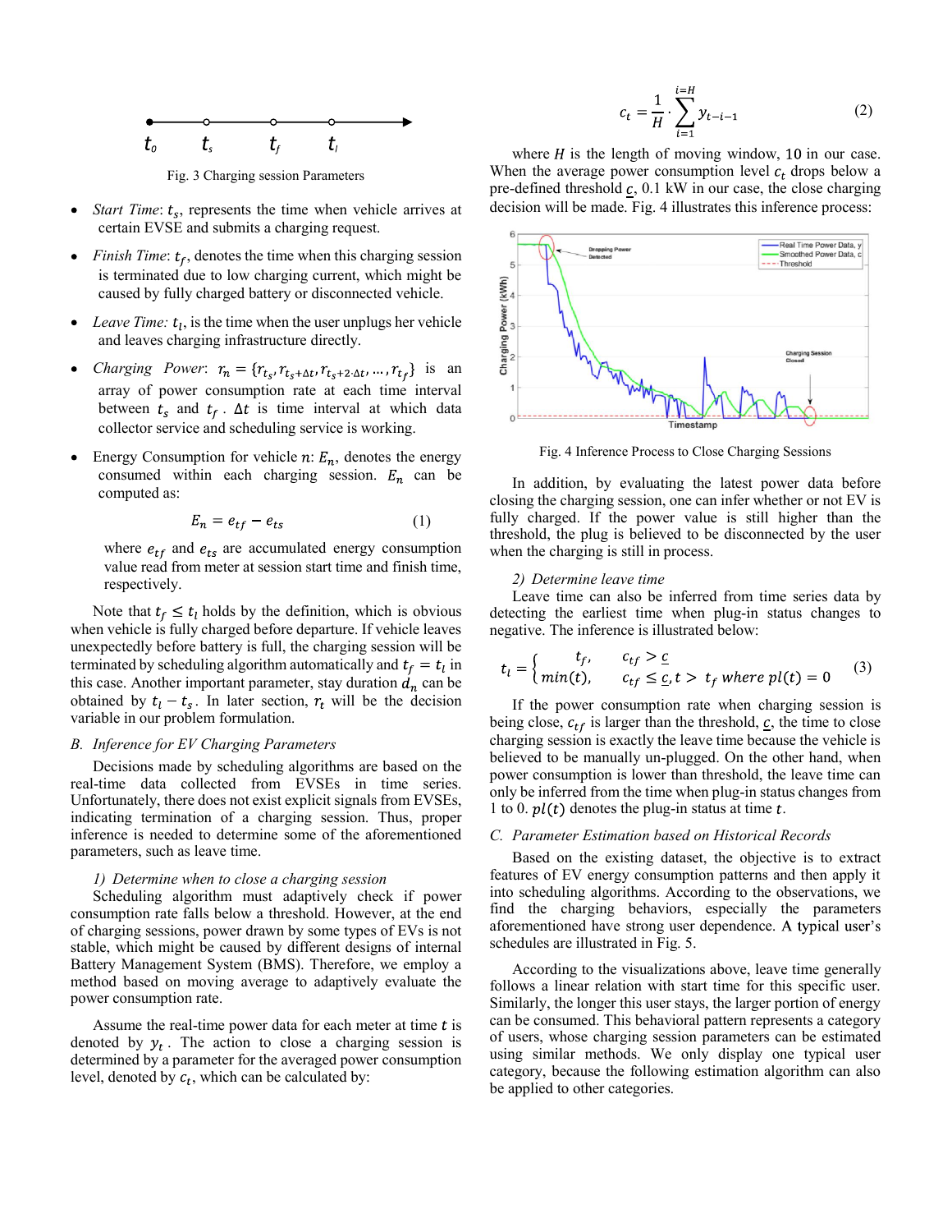Fig. 3 Charging session Parameters

- *Start Time*: $t_s$, represents the time when vehicle arrives at certain EVSE and submits a charging request.
- *Finish Time*: $t_f$, denotes the time when this charging session is terminated due to low charging current, which might be caused by fully charged battery or disconnected vehicle.
- *Leave Time:* $t_l$, is the time when the user unplugs her vehicle and leaves charging infrastructure directly.
- *Charging Power*: $r_n = \{r_{t_s}, r_{t_s+\Delta t}, r_{t_s+2\cdot\Delta t}, \dots, r_{t_f}\}$ is an array of power consumption rate at each time interval between $t_s$ and $t_f$. $\Delta t$ is time interval at which data collector service and scheduling service is working.
- Energy Consumption for vehicle $n$: $E_n$, denotes the energy consumed within each charging session. $E_n$ can be computed as:

$$E_n = e_{tf} - e_{ts} \tag{1}$$

where $e_{tf}$ and $e_{ts}$ are accumulated energy consumption value read from meter at session start time and finish time, respectively.

Note that $t_f \le t_l$ holds by the definition, which is obvious when vehicle is fully charged before departure. If vehicle leaves unexpectedly before battery is full, the charging session will be terminated by scheduling algorithm automatically and $t_f = t_l$ in this case. Another important parameter, stay duration $d_n$ can be obtained by $t_l - t_s$. In later section, $r_t$ will be the decision variable in our problem formulation.

### *B. Inference for EV Charging Parameters*

Decisions made by scheduling algorithms are based on the real-time data collected from EVSEs in time series. Unfortunately, there does not exist explicit signals from EVSEs, indicating termination of a charging session. Thus, proper inference is needed to determine some of the aforementioned parameters, such as leave time.

#### *1) Determine when to close a charging session*

Scheduling algorithm must adaptively check if power consumption rate falls below a threshold. However, at the end of charging sessions, power drawn by some types of EVs is not stable, which might be caused by different designs of internal Battery Management System (BMS). Therefore, we employ a method based on moving average to adaptively evaluate the power consumption rate.

Assume the real-time power data for each meter at time $t$ is denoted by $y_t$. The action to close a charging session is determined by a parameter for the averaged power consumption level, denoted by $c_t$, which can be calculated by:

$$c_t = \frac{1}{H} \cdot \sum_{i=1}^{i=H} y_{t-i-1} \tag{2}$$

where $H$ is the length of moving window, 10 in our case. When the average power consumption level $c_t$ drops below a pre-defined threshold $\underline{c}$, 0.1 kW in our case, the close charging decision will be made. Fig. 4 illustrates this inference process:

Fig. 4 Inference Process to Close Charging Sessions

In addition, by evaluating the latest power data before closing the charging session, one can infer whether or not EV is fully charged. If the power value is still higher than the threshold, the plug is believed to be disconnected by the user when the charging is still in process.

#### *2) Determine leave time*

Leave time can also be inferred from time series data by detecting the earliest time when plug-in status changes to negative. The inference is illustrated below:

$$t_l = \begin{cases} t_f, & c_{tf} > \underline{c} \\ \min(t), & c_{tf} \le \underline{c}, t > t_f \text{ where } pl(t) = 0 \end{cases} \tag{3}$$

If the power consumption rate when charging session is being close, $c_{tf}$ is larger than the threshold, $\underline{c}$, the time to close charging session is exactly the leave time because the vehicle is believed to be manually un-plugged. On the other hand, when power consumption is lower than threshold, the leave time can only be inferred from the time when plug-in status changes from 1 to 0. $pl(t)$ denotes the plug-in status at time $t$.

### *C. Parameter Estimation based on Historical Records*

Based on the existing dataset, the objective is to extract features of EV energy consumption patterns and then apply it into scheduling algorithms. According to the observations, we find the charging behaviors, especially the parameters aforementioned have strong user dependence. A typical user's schedules are illustrated in Fig. 5.

According to the visualizations above, leave time generally follows a linear relation with start time for this specific user. Similarly, the longer this user stays, the larger portion of energy can be consumed. This behavioral pattern represents a category of users, whose charging session parameters can be estimated using similar methods. We only display one typical user category, because the following estimation algorithm can also be applied to other categories.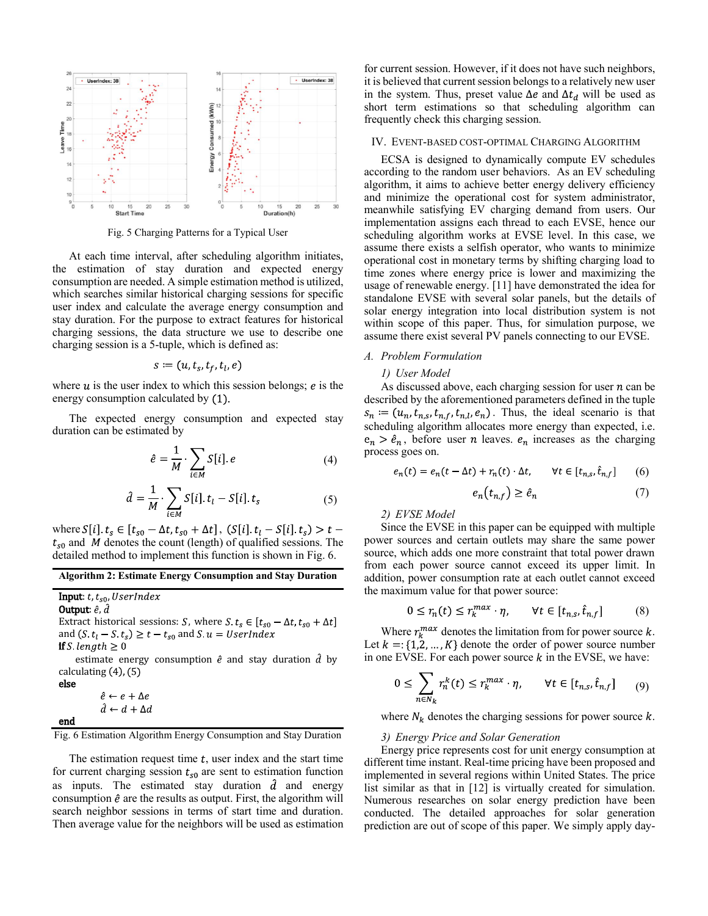Fig. 5 Charging Patterns for a Typical User

At each time interval, after scheduling algorithm initiates, the estimation of stay duration and expected energy consumption are needed. A simple estimation method is utilized, which searches similar historical charging sessions for specific user index and calculate the average energy consumption and stay duration. For the purpose to extract features for historical charging sessions, the data structure we use to describe one charging session is a 5-tuple, which is defined as:

$$s \coloneqq (u, t_s, t_f, t_l, e)$$

where $u$ is the user index to which this session belongs; $e$ is the energy consumption calculated by (1).

The expected energy consumption and expected stay duration can be estimated by

$$\hat{e} = \frac{1}{M} \cdot \sum_{i \in M} S[i].e \tag{4}$$

$$\hat{d} = \frac{1}{M} \cdot \sum_{i \in M} S[i].t_l - S[i].t_s \tag{5}$$

where $S[i].t_s \in [t_{s0} - \Delta t, t_{s0} + \Delta t]$, $(S[i].t_l - S[i].t_s) > t - t_{s0}$ and $M$ denotes the count (length) of qualified sessions. The detailed method to implement this function is shown in Fig. 6.

**Algorithm 2: Estimate Energy Consumption and Stay Duration**

**Input**: $t, t_{s0}, UserIndex$
**Output**: $\hat{e}, \hat{d}$
Extract historical charging sessions: $S$, where $S.t_s \in [t_{s0} - \Delta t, t_{s0} + \Delta t]$ and $(S.t_l - S.t_s) \geq t - t_{s0}$ and $S.u = UserIndex$
**if** $S.length \geq 0$
  estimate energy consumption $\hat{e}$ and stay duration $\hat{d}$ by calculating (4), (5)
**else**
  $\hat{e} \leftarrow e + \Delta e$
  $\hat{d} \leftarrow d + \Delta d$
**end**

Fig. 6 Estimation Algorithm Energy Consumption and Stay Duration

The estimation request time $t$, user index and the start time for current charging session $t_{s0}$ are sent to estimation function as inputs. The estimated stay duration $\hat{d}$ and energy consumption $\hat{e}$ are the results as output. First, the algorithm will search neighbor sessions in terms of start time and duration. Then average value for the neighbors will be used as estimation for current session. However, if it does not have such neighbors, it is believed that current session belongs to a relatively new user in the system. Thus, preset value $\Delta e$ and $\Delta t_d$ will be used as short term estimations so that scheduling algorithm can frequently check this charging session.

## IV. Event-based Cost-optimal Charging Algorithm

ECSA is designed to dynamically compute EV schedules according to the random user behaviors. As an EV scheduling algorithm, it aims to achieve better energy delivery efficiency and minimize the operational cost for system administrator, meanwhile satisfying EV charging demand from users. Our implementation assigns each thread to each EVSE, hence our scheduling algorithm works at EVSE level. In this case, we assume there exists a selfish operator, who wants to minimize operational cost in monetary terms by shifting charging load to time zones where energy price is lower and maximizing the usage of renewable energy. [11] have demonstrated the idea for standalone EVSE with several solar panels, but the details of solar energy integration into local distribution system is not within scope of this paper. Thus, for simulation purpose, we assume there exist several PV panels connecting to our EVSE.

### A. Problem Formulation

*1) User Model*

As discussed above, each charging session for user $n$ can be described by the aforementioned parameters defined in the tuple $s_n \coloneqq (u_n, t_{n,s}, t_{n,f}, t_{n,l}, e_n)$. Thus, the ideal scenario is that scheduling algorithm allocates more energy than expected, i.e. $e_n > \hat{e}_n$, before user $n$ leaves. $e_n$ increases as the charging process goes on.

$$e_n(t) = e_n(t - \Delta t) + r_n(t) \cdot \Delta t, \qquad \forall t \in [t_{n,s}, \hat{t}_{n,f}] \tag{6}$$

$$e_n(t_{n,f}) \geq \hat{e}_n \tag{7}$$

*2) EVSE Model*

Since the EVSE in this paper can be equipped with multiple power sources and certain outlets may share the same power source, which adds one more constraint that total power drawn from each power source cannot exceed its upper limit. In addition, power consumption rate at each outlet cannot exceed the maximum value for that power source:

$$0 \leq r_n(t) \leq r_k^{max} \cdot \eta, \qquad \forall t \in [t_{n,s}, \hat{t}_{n,f}] \tag{8}$$

Where $r_k^{max}$ denotes the limitation from for power source $k$. Let $k =: \{1, 2, \ldots, K\}$ denote the order of power source number in one EVSE. For each power source $k$ in the EVSE, we have:

$$0 \leq \sum_{n \in N_k} r_n^k(t) \leq r_k^{max} \cdot \eta, \qquad \forall t \in [t_{n,s}, \hat{t}_{n,f}] \tag{9}$$

where $N_k$ denotes the charging sessions for power source $k$.

*3) Energy Price and Solar Generation*

Energy price represents cost for unit energy consumption at different time instant. Real-time pricing have been proposed and implemented in several regions within United States. The price list similar as that in [12] is virtually created for simulation. Numerous researches on solar energy prediction have been conducted. The detailed approaches for solar generation prediction are out of scope of this paper. We simply apply day-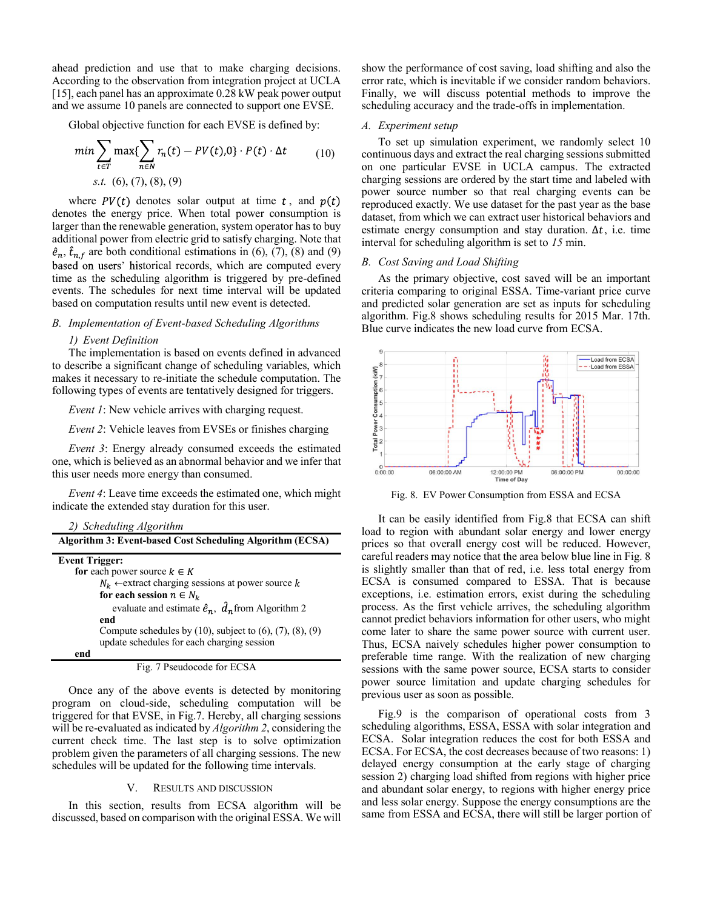ahead prediction and use that to make charging decisions. According to the observation from integration project at UCLA [15], each panel has an approximate 0.28 kW peak power output and we assume 10 panels are connected to support one EVSE.

Global objective function for each EVSE is defined by:

$$min \sum_{t \in T} \max\{\sum_{n \in N} r_n(t) - PV(t), 0\} \cdot P(t) \cdot \Delta t \quad (10)$$

*s.t.* (6), (7), (8), (9)

where $PV(t)$ denotes solar output at time $t$, and $p(t)$ denotes the energy price. When total power consumption is larger than the renewable generation, system operator has to buy additional power from electric grid to satisfy charging. Note that $\hat{e}_n$, $\hat{t}_{n,f}$ are both conditional estimations in (6), (7), (8) and (9) based on users' historical records, which are computed every time as the scheduling algorithm is triggered by pre-defined events. The schedules for next time interval will be updated based on computation results until new event is detected.

### B. Implementation of Event-based Scheduling Algorithms

#### 1) Event Definition

The implementation is based on events defined in advanced to describe a significant change of scheduling variables, which makes it necessary to re-initiate the schedule computation. The following types of events are tentatively designed for triggers.

*Event 1*: New vehicle arrives with charging request.

*Event 2*: Vehicle leaves from EVSEs or finishes charging

*Event 3*: Energy already consumed exceeds the estimated one, which is believed as an abnormal behavior and we infer that this user needs more energy than consumed.

*Event 4*: Leave time exceeds the estimated one, which might indicate the extended stay duration for this user.

#### 2) Scheduling Algorithm

**Algorithm 3: Event-based Cost Scheduling Algorithm (ECSA)**

```
Event Trigger:
  for each power source k ∈ K
      N_k ←extract charging sessions at power source k
      for each session n ∈ N_k
          evaluate and estimate ê_n, d̂_n from Algorithm 2
      end
      Compute schedules by (10), subject to (6), (7), (8), (9)
      update schedules for each charging session
  end
```

Fig. 7 Pseudocode for ECSA

Once any of the above events is detected by monitoring program on cloud-side, scheduling computation will be triggered for that EVSE, in Fig.7. Hereby, all charging sessions will be re-evaluated as indicated by *Algorithm 2*, considering the current check time. The last step is to solve optimization problem given the parameters of all charging sessions. The new schedules will be updated for the following time intervals.

## V. Results and Discussion

In this section, results from ECSA algorithm will be discussed, based on comparison with the original ESSA. We will show the performance of cost saving, load shifting and also the error rate, which is inevitable if we consider random behaviors. Finally, we will discuss potential methods to improve the scheduling accuracy and the trade-offs in implementation.

### A. Experiment setup

To set up simulation experiment, we randomly select 10 continuous days and extract the real charging sessions submitted on one particular EVSE in UCLA campus. The extracted charging sessions are ordered by the start time and labeled with power source number so that real charging events can be reproduced exactly. We use dataset for the past year as the base dataset, from which we can extract user historical behaviors and estimate energy consumption and stay duration. $\Delta t$, i.e. time interval for scheduling algorithm is set to *15* min.

### B. Cost Saving and Load Shifting

As the primary objective, cost saved will be an important criteria comparing to original ESSA. Time-variant price curve and predicted solar generation are set as inputs for scheduling algorithm. Fig.8 shows scheduling results for 2015 Mar. 17th. Blue curve indicates the new load curve from ECSA.

Fig. 8. EV Power Consumption from ESSA and ECSA

It can be easily identified from Fig.8 that ECSA can shift load to region with abundant solar energy and lower energy prices so that overall energy cost will be reduced. However, careful readers may notice that the area below blue line in Fig. 8 is slightly smaller than that of red, i.e. less total energy from ECSA is consumed compared to ESSA. That is because exceptions, i.e. estimation errors, exist during the scheduling process. As the first vehicle arrives, the scheduling algorithm cannot predict behaviors information for other users, who might come later to share the same power source with current user. Thus, ECSA naively schedules higher power consumption to preferable time range. With the realization of new charging sessions with the same power source, ECSA starts to consider power source limitation and update charging schedules for previous user as soon as possible.

Fig.9 is the comparison of operational costs from 3 scheduling algorithms, ESSA, ESSA with solar integration and ECSA. Solar integration reduces the cost for both ESSA and ECSA. For ECSA, the cost decreases because of two reasons: 1) delayed energy consumption at the early stage of charging session 2) charging load shifted from regions with higher price and abundant solar energy, to regions with higher energy price and less solar energy. Suppose the energy consumptions are the same from ESSA and ECSA, there will still be larger portion of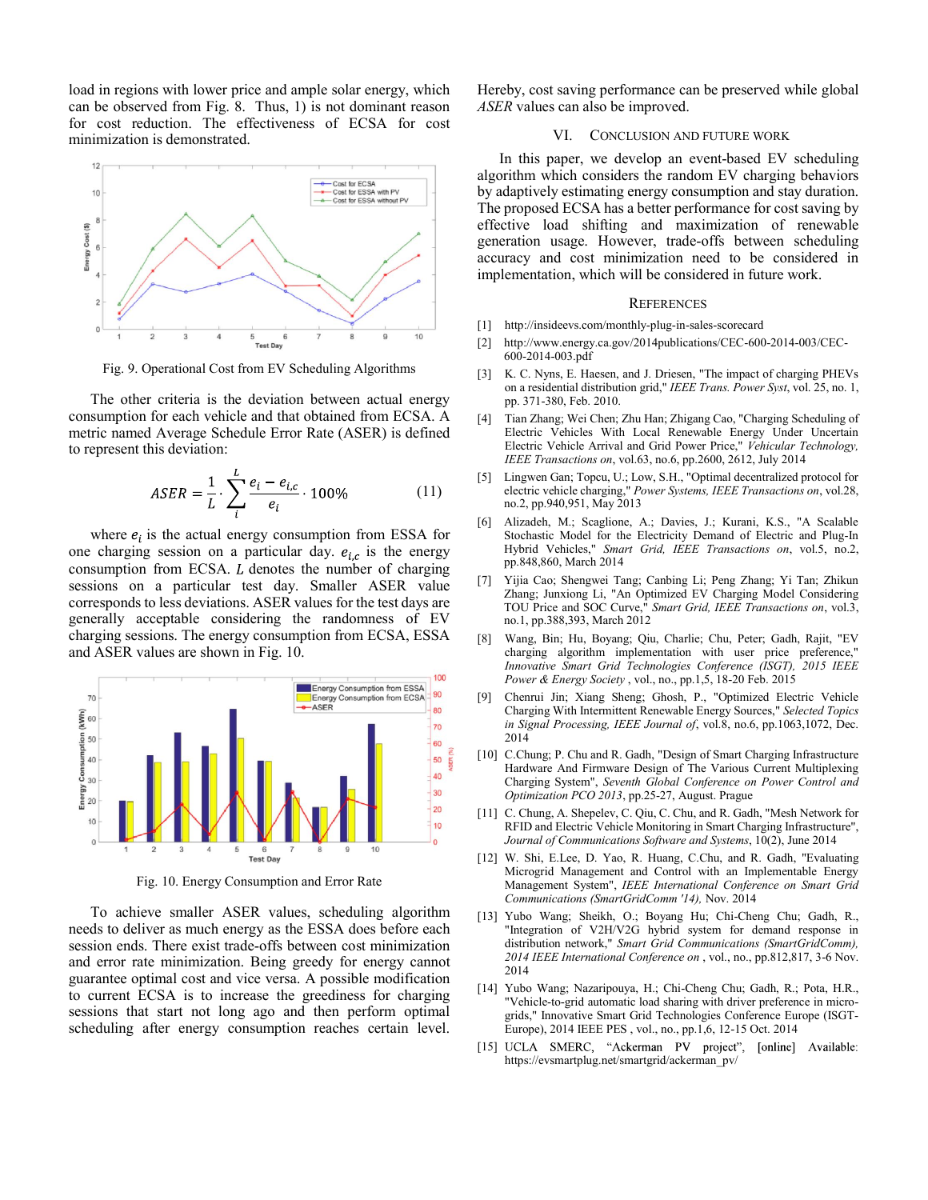load in regions with lower price and ample solar energy, which can be observed from Fig. 8. Thus, 1) is not dominant reason for cost reduction. The effectiveness of ECSA for cost minimization is demonstrated.

Cost for ECSA
Cost for ESSA with PV
Cost for ESSA without PV
Energy Cost ($)
Test Day

Fig. 9. Operational Cost from EV Scheduling Algorithms

The other criteria is the deviation between actual energy consumption for each vehicle and that obtained from ECSA. A metric named Average Schedule Error Rate (ASER) is defined to represent this deviation:

$$ASER = \frac{1}{L} \cdot \sum_{i}^{L} \frac{e_i - e_{i,c}}{e_i} \cdot 100\% \qquad (11)$$

where $e_i$ is the actual energy consumption from ESSA for one charging session on a particular day. $e_{i,c}$ is the energy consumption from ECSA. $L$ denotes the number of charging sessions on a particular test day. Smaller ASER value corresponds to less deviations. ASER values for the test days are generally acceptable considering the randomness of EV charging sessions. The energy consumption from ECSA, ESSA and ASER values are shown in Fig. 10.

Energy Consumption from ESSA
Energy Consumption from ECSA
ASER
Energy Consumption (kWh)
ASER (%)
Test Day

Fig. 10. Energy Consumption and Error Rate

To achieve smaller ASER values, scheduling algorithm needs to deliver as much energy as the ESSA does before each session ends. There exist trade-offs between cost minimization and error rate minimization. Being greedy for energy cannot guarantee optimal cost and vice versa. A possible modification to current ECSA is to increase the greediness for charging sessions that start not long ago and then perform optimal scheduling after energy consumption reaches certain level. Hereby, cost saving performance can be preserved while global *ASER* values can also be improved.

## VI. Conclusion and Future Work

In this paper, we develop an event-based EV scheduling algorithm which considers the random EV charging behaviors by adaptively estimating energy consumption and stay duration. The proposed ECSA has a better performance for cost saving by effective load shifting and maximization of renewable generation usage. However, trade-offs between scheduling accuracy and cost minimization need to be considered in implementation, which will be considered in future work.

## References

[1] http://insideevs.com/monthly-plug-in-sales-scorecard

[2] http://www.energy.ca.gov/2014publications/CEC-600-2014-003/CEC-600-2014-003.pdf

[3] K. C. Nyns, E. Haesen, and J. Driesen, "The impact of charging PHEVs on a residential distribution grid," *IEEE Trans. Power Syst*, vol. 25, no. 1, pp. 371-380, Feb. 2010.

[4] Tian Zhang; Wei Chen; Zhu Han; Zhigang Cao, "Charging Scheduling of Electric Vehicles With Local Renewable Energy Under Uncertain Electric Vehicle Arrival and Grid Power Price," *Vehicular Technology, IEEE Transactions on*, vol.63, no.6, pp.2600, 2612, July 2014

[5] Lingwen Gan; Topcu, U.; Low, S.H., "Optimal decentralized protocol for electric vehicle charging," *Power Systems, IEEE Transactions on*, vol.28, no.2, pp.940,951, May 2013

[6] Alizadeh, M.; Scaglione, A.; Davies, J.; Kurani, K.S., "A Scalable Stochastic Model for the Electricity Demand of Electric and Plug-In Hybrid Vehicles," *Smart Grid, IEEE Transactions on*, vol.5, no.2, pp.848,860, March 2014

[7] Yijia Cao; Shengwei Tang; Canbing Li; Peng Zhang; Yi Tan; Zhikun Zhang; Junxiong Li, "An Optimized EV Charging Model Considering TOU Price and SOC Curve," *Smart Grid, IEEE Transactions on*, vol.3, no.1, pp.388,393, March 2012

[8] Wang, Bin; Hu, Boyang; Qiu, Charlie; Chu, Peter; Gadh, Rajit, "EV charging algorithm implementation with user price preference," *Innovative Smart Grid Technologies Conference (ISGT), 2015 IEEE Power & Energy Society*, vol., no., pp.1,5, 18-20 Feb. 2015

[9] Chenrui Jin; Xiang Sheng; Ghosh, P., "Optimized Electric Vehicle Charging With Intermittent Renewable Energy Sources," *Selected Topics in Signal Processing, IEEE Journal of*, vol.8, no.6, pp.1063,1072, Dec. 2014

[10] C.Chung; P. Chu and R. Gadh, "Design of Smart Charging Infrastructure Hardware And Firmware Design of The Various Current Multiplexing Charging System", *Seventh Global Conference on Power Control and Optimization PCO 2013*, pp.25-27, August. Prague

[11] C. Chung, A. Shepelev, C. Qiu, C. Chu, and R. Gadh, "Mesh Network for RFID and Electric Vehicle Monitoring in Smart Charging Infrastructure", *Journal of Communications Software and Systems*, 10(2), June 2014

[12] W. Shi, E.Lee, D. Yao, R. Huang, C.Chu, and R. Gadh, "Evaluating Microgrid Management and Control with an Implementable Energy Management System", *IEEE International Conference on Smart Grid Communications (SmartGridComm '14)*, Nov. 2014

[13] Yubo Wang; Sheikh, O.; Boyang Hu; Chi-Cheng Chu; Gadh, R., "Integration of V2H/V2G hybrid system for demand response in distribution network," *Smart Grid Communications (SmartGridComm), 2014 IEEE International Conference on*, vol., no., pp.812,817, 3-6 Nov. 2014

[14] Yubo Wang; Nazaripouya, H.; Chi-Cheng Chu; Gadh, R.; Pota, H.R., "Vehicle-to-grid automatic load sharing with driver preference in micro-grids," Innovative Smart Grid Technologies Conference Europe (ISGT-Europe), 2014 IEEE PES, vol., no., pp.1,6, 12-15 Oct. 2014

[15] UCLA SMERC, "Ackerman PV project", [online] Available: https://evsmartplug.net/smartgrid/ackerman_pv/